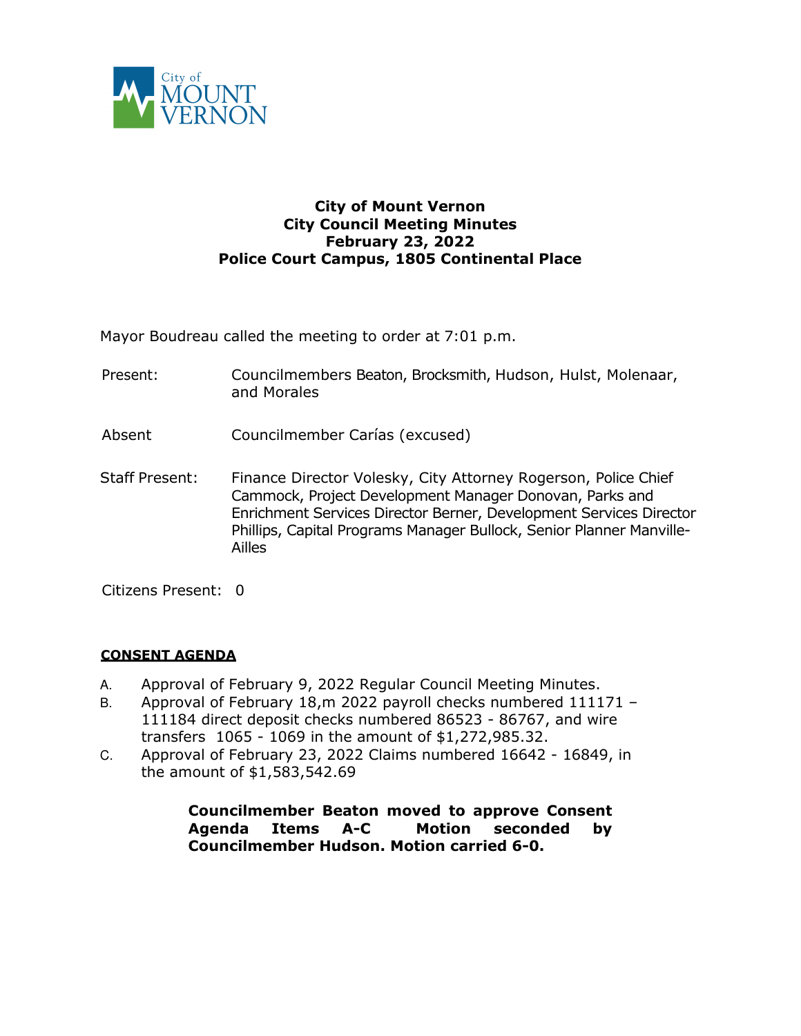City of Mount Vernon

**City of Mount Vernon**
**City Council Meeting Minutes**
**February 23, 2022**
**Police Court Campus, 1805 Continental Place**

Mayor Boudreau called the meeting to order at 7:01 p.m.

Present: Councilmembers Beaton, Brocksmith, Hudson, Hulst, Molenaar, and Morales

Absent Councilmember Carías (excused)

Staff Present: Finance Director Volesky, City Attorney Rogerson, Police Chief Cammock, Project Development Manager Donovan, Parks and Enrichment Services Director Berner, Development Services Director Phillips, Capital Programs Manager Bullock, Senior Planner Manville-Ailles

Citizens Present: 0

**CONSENT AGENDA**

A. Approval of February 9, 2022 Regular Council Meeting Minutes.
B. Approval of February 18,m 2022 payroll checks numbered 111171 – 111184 direct deposit checks numbered 86523 - 86767, and wire transfers 1065 - 1069 in the amount of $1,272,985.32.
C. Approval of February 23, 2022 Claims numbered 16642 - 16849, in the amount of $1,583,542.69

**Councilmember Beaton moved to approve Consent Agenda Items A-C Motion seconded by Councilmember Hudson. Motion carried 6-0.**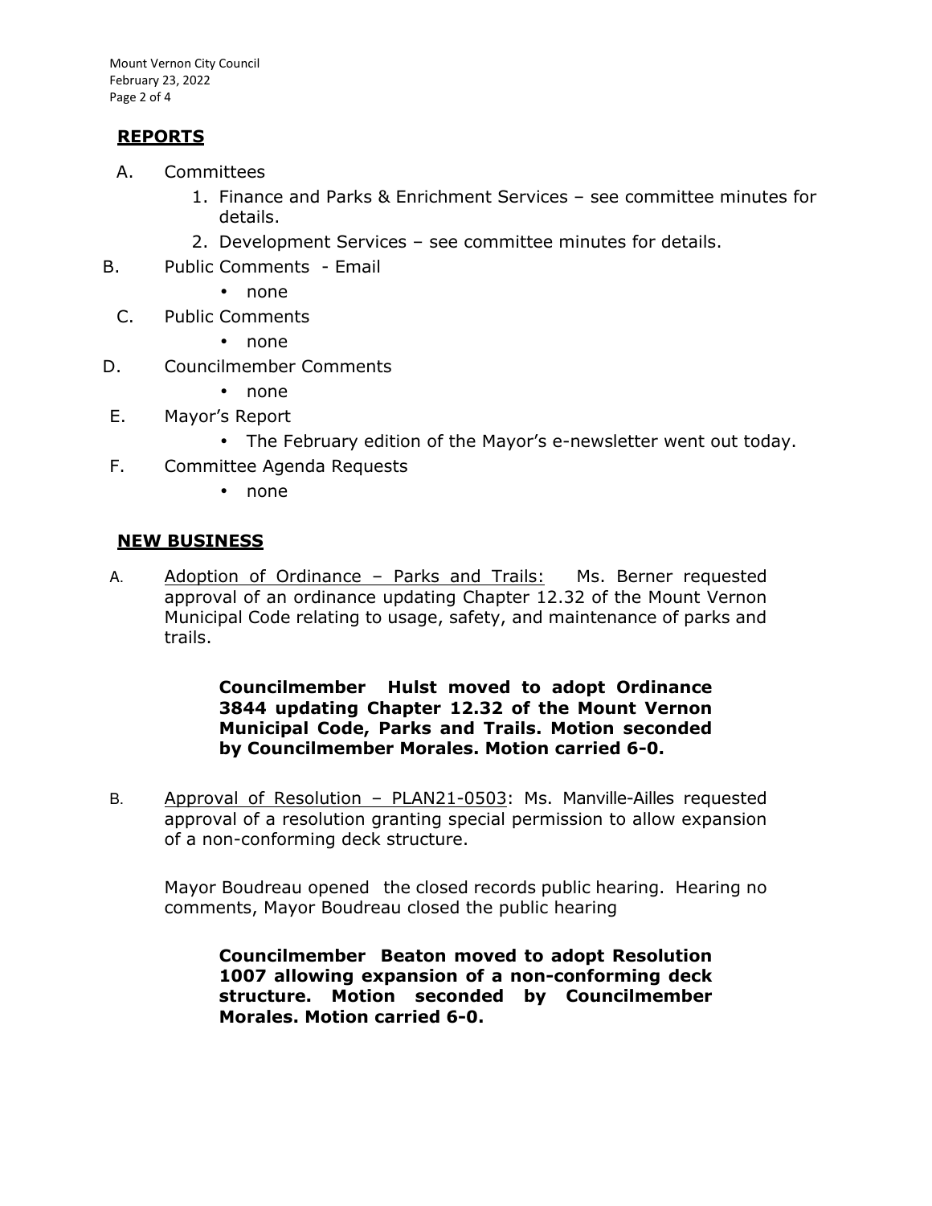## REPORTS

A. Committees
   1. Finance and Parks & Enrichment Services – see committee minutes for details.
   2. Development Services – see committee minutes for details.

B. Public Comments - Email
   - none

C. Public Comments
   - none

D. Councilmember Comments
   - none

E. Mayor's Report
   - The February edition of the Mayor's e-newsletter went out today.

F. Committee Agenda Requests
   - none

## NEW BUSINESS

A. Adoption of Ordinance – Parks and Trails: Ms. Berner requested approval of an ordinance updating Chapter 12.32 of the Mount Vernon Municipal Code relating to usage, safety, and maintenance of parks and trails.

> **Councilmember Hulst moved to adopt Ordinance 3844 updating Chapter 12.32 of the Mount Vernon Municipal Code, Parks and Trails. Motion seconded by Councilmember Morales. Motion carried 6-0.**

B. Approval of Resolution – PLAN21-0503: Ms. Manville-Ailles requested approval of a resolution granting special permission to allow expansion of a non-conforming deck structure.

Mayor Boudreau opened the closed records public hearing. Hearing no comments, Mayor Boudreau closed the public hearing

> **Councilmember Beaton moved to adopt Resolution 1007 allowing expansion of a non-conforming deck structure. Motion seconded by Councilmember Morales. Motion carried 6-0.**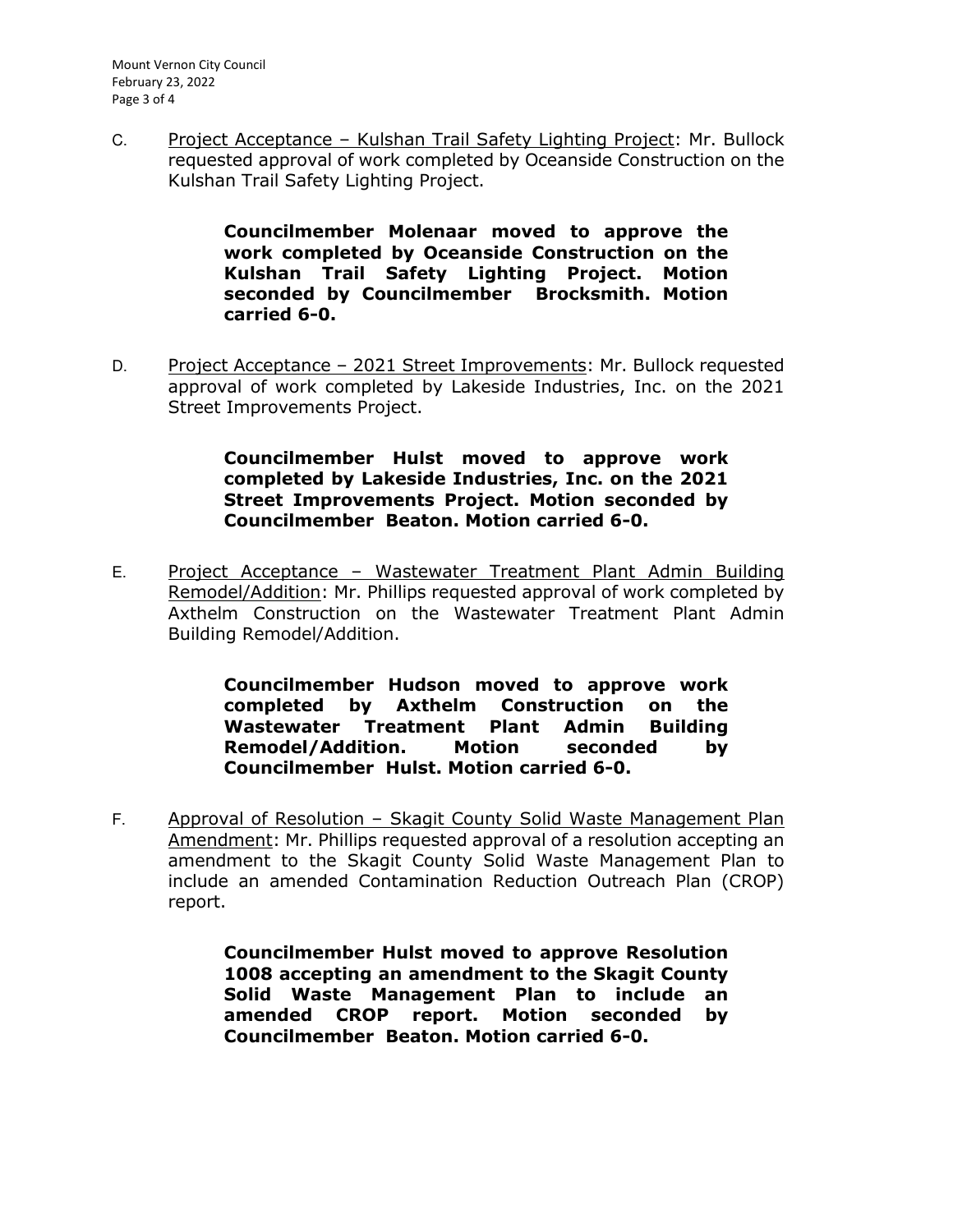C. Project Acceptance – Kulshan Trail Safety Lighting Project: Mr. Bullock requested approval of work completed by Oceanside Construction on the Kulshan Trail Safety Lighting Project.

> **Councilmember Molenaar moved to approve the work completed by Oceanside Construction on the Kulshan Trail Safety Lighting Project. Motion seconded by Councilmember Brocksmith. Motion carried 6-0.**

D. Project Acceptance – 2021 Street Improvements: Mr. Bullock requested approval of work completed by Lakeside Industries, Inc. on the 2021 Street Improvements Project.

> **Councilmember Hulst moved to approve work completed by Lakeside Industries, Inc. on the 2021 Street Improvements Project. Motion seconded by Councilmember Beaton. Motion carried 6-0.**

E. Project Acceptance – Wastewater Treatment Plant Admin Building Remodel/Addition: Mr. Phillips requested approval of work completed by Axthelm Construction on the Wastewater Treatment Plant Admin Building Remodel/Addition.

> **Councilmember Hudson moved to approve work completed by Axthelm Construction on the Wastewater Treatment Plant Admin Building Remodel/Addition. Motion seconded by Councilmember Hulst. Motion carried 6-0.**

F. Approval of Resolution – Skagit County Solid Waste Management Plan Amendment: Mr. Phillips requested approval of a resolution accepting an amendment to the Skagit County Solid Waste Management Plan to include an amended Contamination Reduction Outreach Plan (CROP) report.

> **Councilmember Hulst moved to approve Resolution 1008 accepting an amendment to the Skagit County Solid Waste Management Plan to include an amended CROP report. Motion seconded by Councilmember Beaton. Motion carried 6-0.**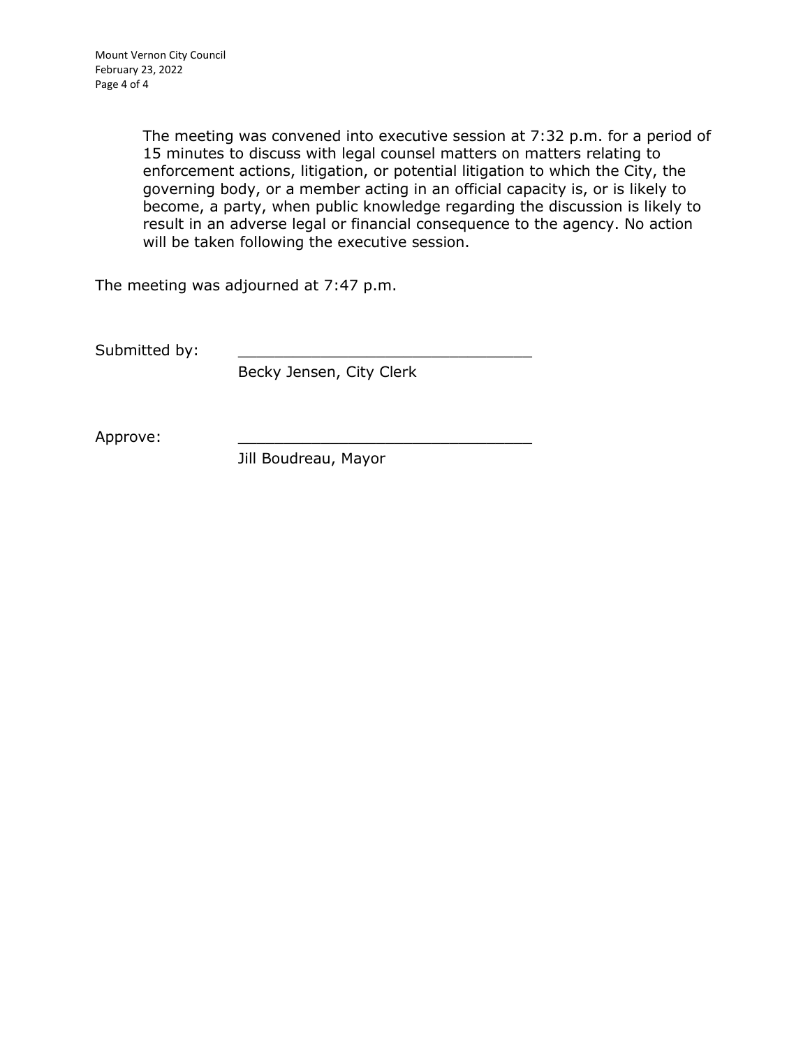The meeting was convened into executive session at 7:32 p.m. for a period of 15 minutes to discuss with legal counsel matters on matters relating to enforcement actions, litigation, or potential litigation to which the City, the governing body, or a member acting in an official capacity is, or is likely to become, a party, when public knowledge regarding the discussion is likely to result in an adverse legal or financial consequence to the agency. No action will be taken following the executive session.

The meeting was adjourned at 7:47 p.m.

Submitted by: _______________________________
Becky Jensen, City Clerk

Approve: _______________________________
Jill Boudreau, Mayor